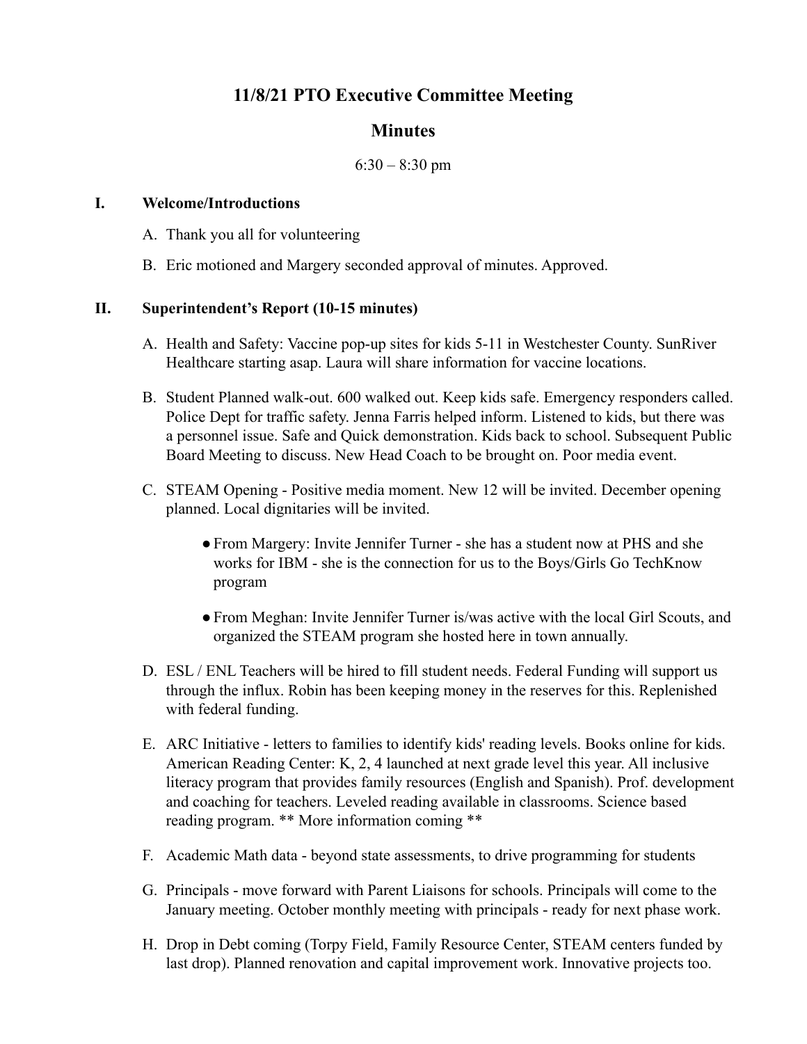# 11/8/21 PTO Executive Committee Meeting

## Minutes

6:30 – 8:30 pm

### I. Welcome/Introductions

A. Thank you all for volunteering

B. Eric motioned and Margery seconded approval of minutes. Approved.

### II. Superintendent's Report (10-15 minutes)

A. Health and Safety: Vaccine pop-up sites for kids 5-11 in Westchester County. SunRiver Healthcare starting asap. Laura will share information for vaccine locations.

B. Student Planned walk-out. 600 walked out. Keep kids safe. Emergency responders called. Police Dept for traffic safety. Jenna Farris helped inform. Listened to kids, but there was a personnel issue. Safe and Quick demonstration. Kids back to school. Subsequent Public Board Meeting to discuss. New Head Coach to be brought on. Poor media event.

C. STEAM Opening - Positive media moment. New 12 will be invited. December opening planned. Local dignitaries will be invited.

- From Margery: Invite Jennifer Turner - she has a student now at PHS and she works for IBM - she is the connection for us to the Boys/Girls Go TechKnow program
- From Meghan: Invite Jennifer Turner is/was active with the local Girl Scouts, and organized the STEAM program she hosted here in town annually.

D. ESL / ENL Teachers will be hired to fill student needs. Federal Funding will support us through the influx. Robin has been keeping money in the reserves for this. Replenished with federal funding.

E. ARC Initiative - letters to families to identify kids' reading levels. Books online for kids. American Reading Center: K, 2, 4 launched at next grade level this year. All inclusive literacy program that provides family resources (English and Spanish). Prof. development and coaching for teachers. Leveled reading available in classrooms. Science based reading program. ** More information coming **

F. Academic Math data - beyond state assessments, to drive programming for students

G. Principals - move forward with Parent Liaisons for schools. Principals will come to the January meeting. October monthly meeting with principals - ready for next phase work.

H. Drop in Debt coming (Torpy Field, Family Resource Center, STEAM centers funded by last drop). Planned renovation and capital improvement work. Innovative projects too.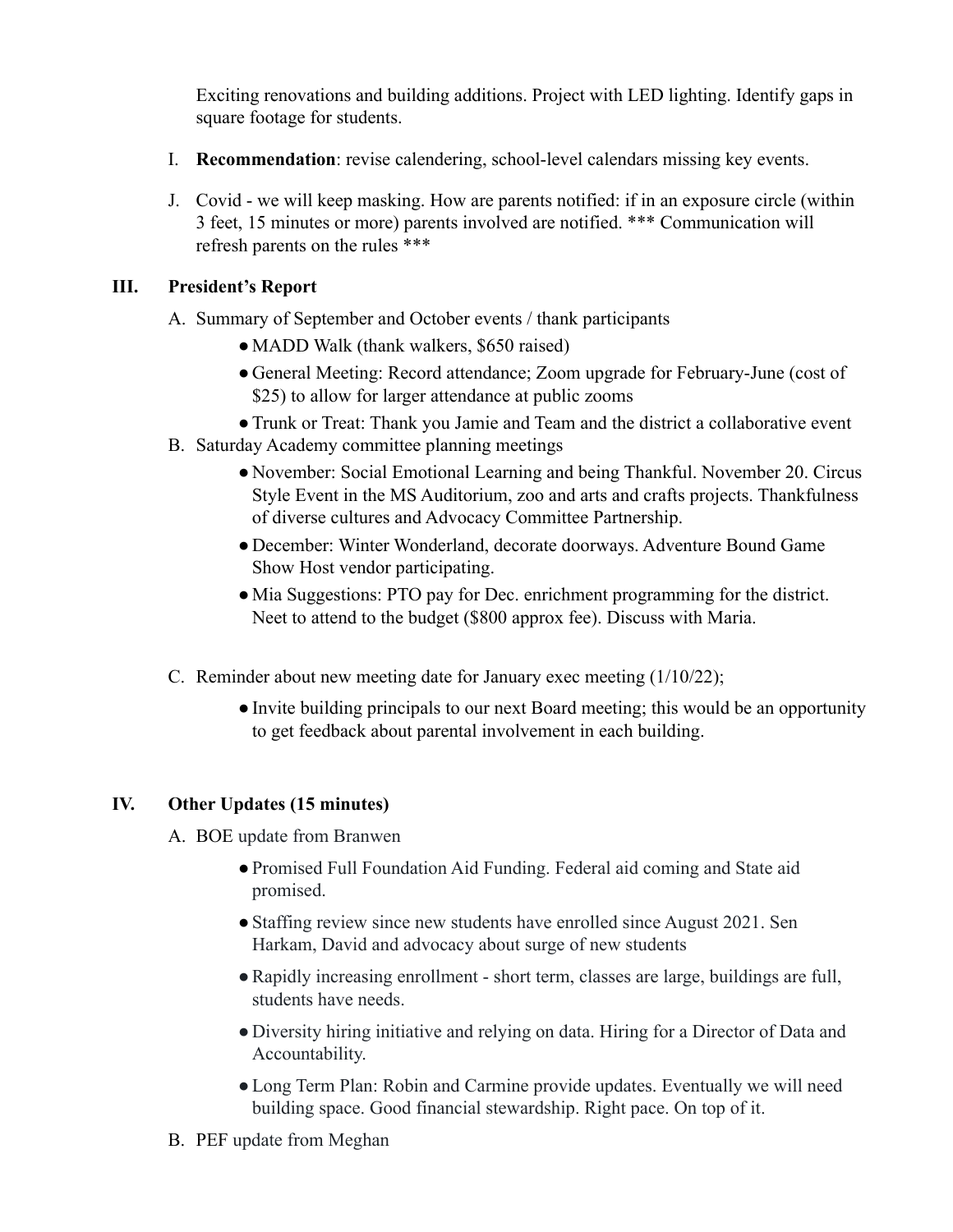Exciting renovations and building additions. Project with LED lighting. Identify gaps in square footage for students.

I. **Recommendation**: revise calendering, school-level calendars missing key events.

J. Covid - we will keep masking. How are parents notified: if in an exposure circle (within 3 feet, 15 minutes or more) parents involved are notified. *** Communication will refresh parents on the rules ***

## III. President's Report

A. Summary of September and October events / thank participants
- MADD Walk (thank walkers, $650 raised)
- General Meeting: Record attendance; Zoom upgrade for February-June (cost of $25) to allow for larger attendance at public zooms
- Trunk or Treat: Thank you Jamie and Team and the district a collaborative event

B. Saturday Academy committee planning meetings
- November: Social Emotional Learning and being Thankful. November 20. Circus Style Event in the MS Auditorium, zoo and arts and crafts projects. Thankfulness of diverse cultures and Advocacy Committee Partnership.
- December: Winter Wonderland, decorate doorways. Adventure Bound Game Show Host vendor participating.
- Mia Suggestions: PTO pay for Dec. enrichment programming for the district. Neet to attend to the budget ($800 approx fee). Discuss with Maria.

C. Reminder about new meeting date for January exec meeting (1/10/22);
- Invite building principals to our next Board meeting; this would be an opportunity to get feedback about parental involvement in each building.

## IV. Other Updates (15 minutes)

A. BOE update from Branwen
- Promised Full Foundation Aid Funding. Federal aid coming and State aid promised.
- Staffing review since new students have enrolled since August 2021. Sen Harkam, David and advocacy about surge of new students
- Rapidly increasing enrollment - short term, classes are large, buildings are full, students have needs.
- Diversity hiring initiative and relying on data. Hiring for a Director of Data and Accountability.
- Long Term Plan: Robin and Carmine provide updates. Eventually we will need building space. Good financial stewardship. Right pace. On top of it.

B. PEF update from Meghan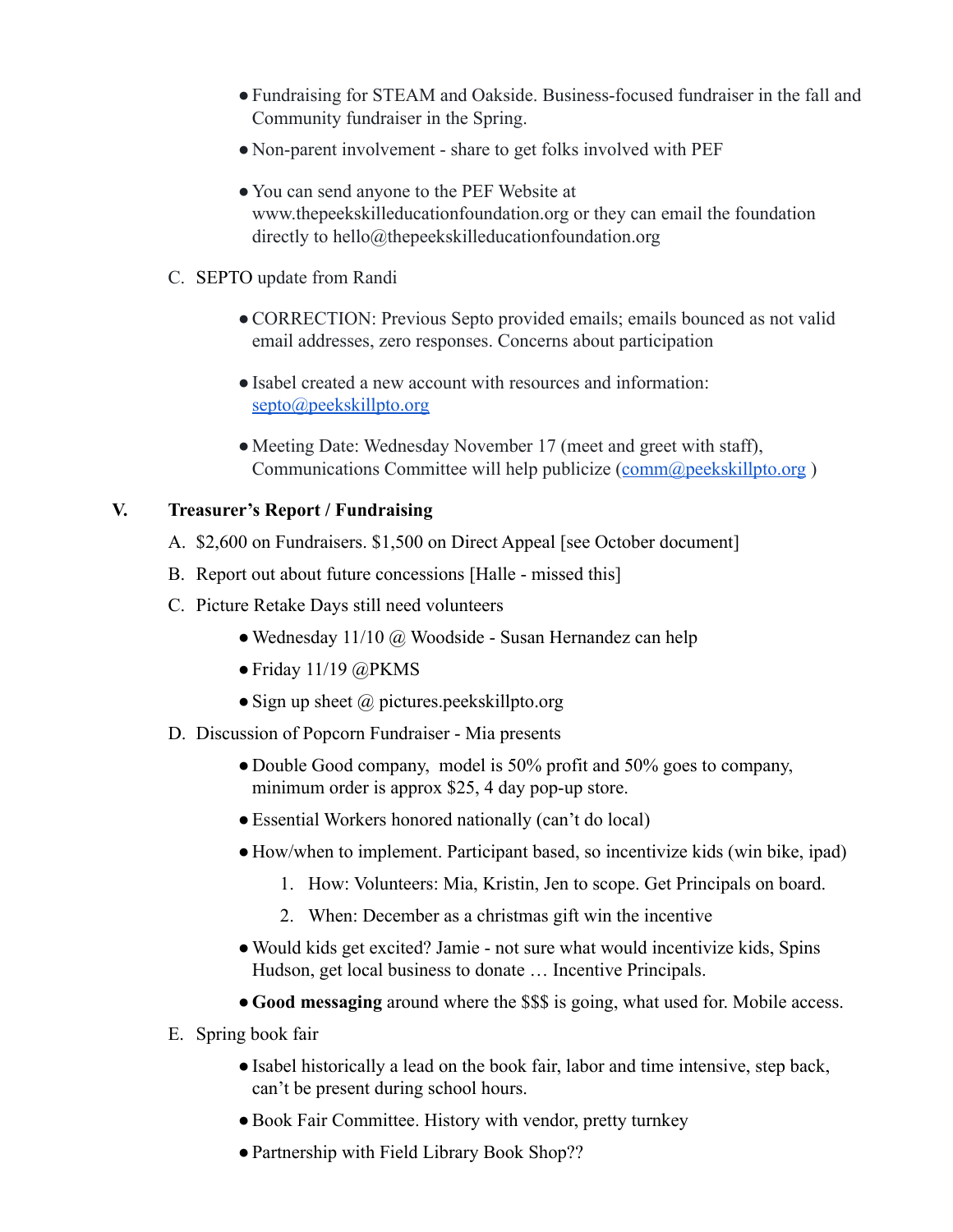- Fundraising for STEAM and Oakside. Business-focused fundraiser in the fall and Community fundraiser in the Spring.
- Non-parent involvement - share to get folks involved with PEF
- You can send anyone to the PEF Website at www.thepeekskilleducationfoundation.org or they can email the foundation directly to hello@thepeekskilleducationfoundation.org

C. SEPTO update from Randi

- CORRECTION: Previous Septo provided emails; emails bounced as not valid email addresses, zero responses. Concerns about participation
- Isabel created a new account with resources and information: septo@peekskillpto.org
- Meeting Date: Wednesday November 17 (meet and greet with staff), Communications Committee will help publicize (comm@peekskillpto.org )

## V. Treasurer's Report / Fundraising

A. $2,600 on Fundraisers. $1,500 on Direct Appeal [see October document]

B. Report out about future concessions [Halle - missed this]

C. Picture Retake Days still need volunteers

- Wednesday 11/10 @ Woodside - Susan Hernandez can help
- Friday 11/19 @PKMS
- Sign up sheet @ pictures.peekskillpto.org

D. Discussion of Popcorn Fundraiser - Mia presents

- Double Good company, model is 50% profit and 50% goes to company, minimum order is approx $25, 4 day pop-up store.
- Essential Workers honored nationally (can't do local)
- How/when to implement. Participant based, so incentivize kids (win bike, ipad)
  1. How: Volunteers: Mia, Kristin, Jen to scope. Get Principals on board.
  2. When: December as a christmas gift win the incentive
- Would kids get excited? Jamie - not sure what would incentivize kids, Spins Hudson, get local business to donate … Incentive Principals.
- **Good messaging** around where the $$$ is going, what used for. Mobile access.

E. Spring book fair

- Isabel historically a lead on the book fair, labor and time intensive, step back, can't be present during school hours.
- Book Fair Committee. History with vendor, pretty turnkey
- Partnership with Field Library Book Shop??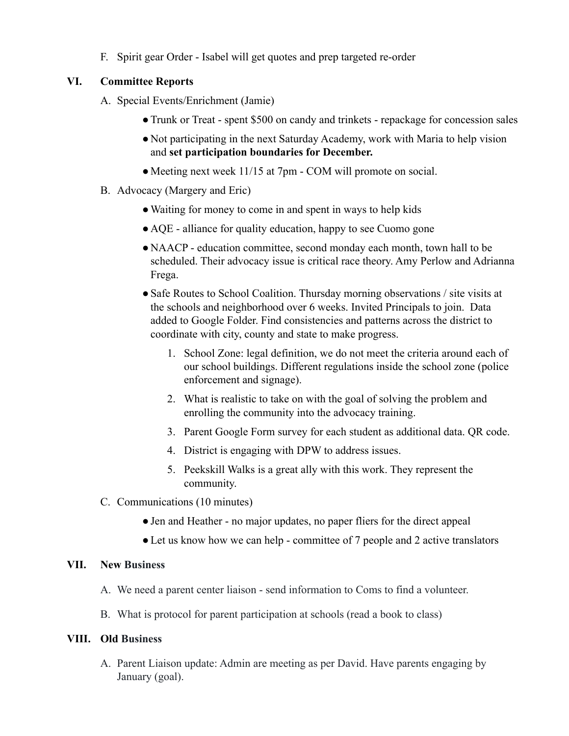F. Spirit gear Order - Isabel will get quotes and prep targeted re-order

## VI. Committee Reports

A. Special Events/Enrichment (Jamie)

- Trunk or Treat - spent $500 on candy and trinkets - repackage for concession sales
- Not participating in the next Saturday Academy, work with Maria to help vision and **set participation boundaries for December.**
- Meeting next week 11/15 at 7pm - COM will promote on social.

B. Advocacy (Margery and Eric)

- Waiting for money to come in and spent in ways to help kids
- AQE - alliance for quality education, happy to see Cuomo gone
- NAACP - education committee, second monday each month, town hall to be scheduled. Their advocacy issue is critical race theory. Amy Perlow and Adrianna Frega.
- Safe Routes to School Coalition. Thursday morning observations / site visits at the schools and neighborhood over 6 weeks. Invited Principals to join. Data added to Google Folder. Find consistencies and patterns across the district to coordinate with city, county and state to make progress.
  1. School Zone: legal definition, we do not meet the criteria around each of our school buildings. Different regulations inside the school zone (police enforcement and signage).
  2. What is realistic to take on with the goal of solving the problem and enrolling the community into the advocacy training.
  3. Parent Google Form survey for each student as additional data. QR code.
  4. District is engaging with DPW to address issues.
  5. Peekskill Walks is a great ally with this work. They represent the community.

C. Communications (10 minutes)

- Jen and Heather - no major updates, no paper fliers for the direct appeal
- Let us know how we can help - committee of 7 people and 2 active translators

## VII. New Business

A. We need a parent center liaison - send information to Coms to find a volunteer.

B. What is protocol for parent participation at schools (read a book to class)

## VIII. Old Business

A. Parent Liaison update: Admin are meeting as per David. Have parents engaging by January (goal).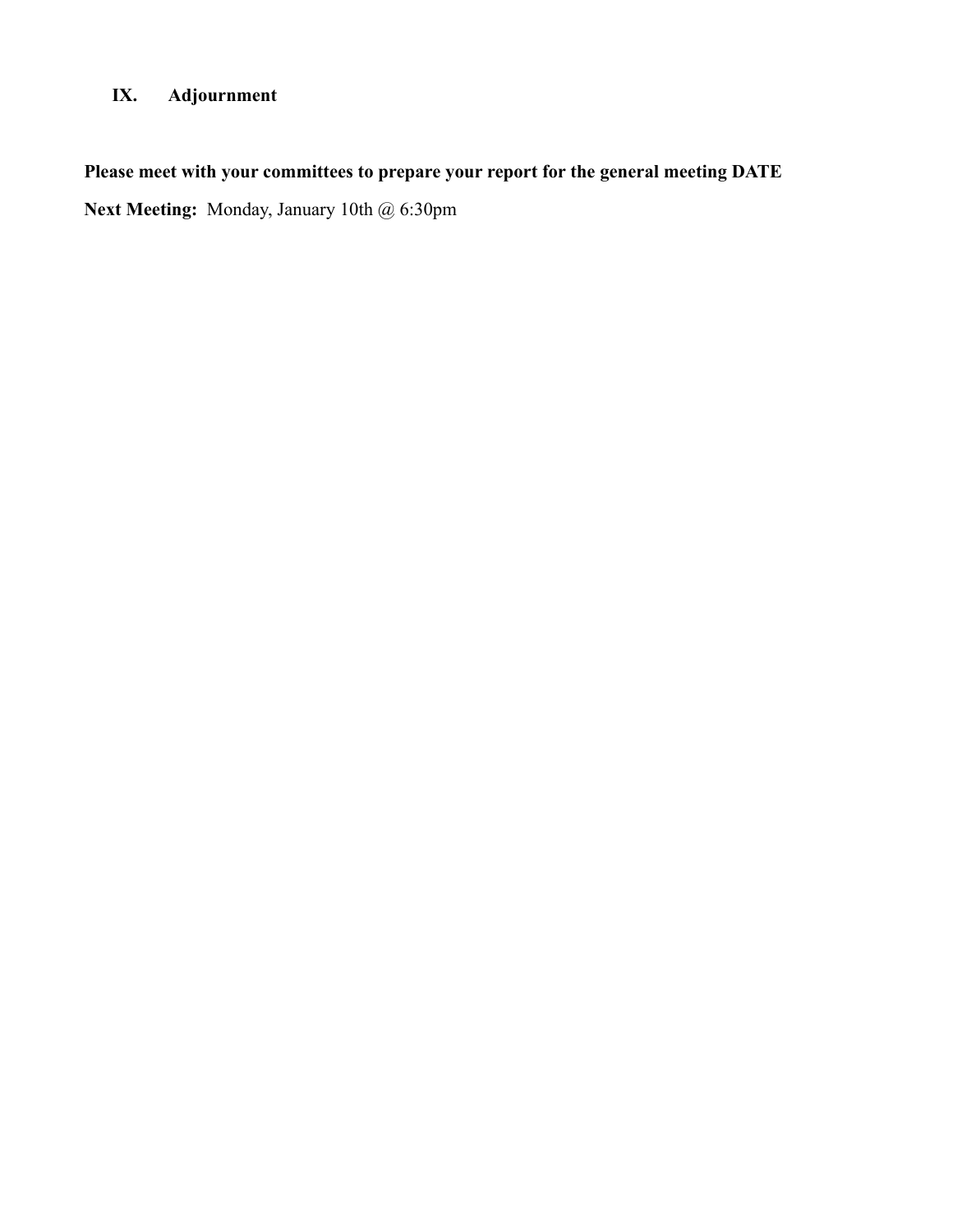## IX. Adjournment

**Please meet with your committees to prepare your report for the general meeting DATE**

**Next Meeting:** Monday, January 10th @ 6:30pm